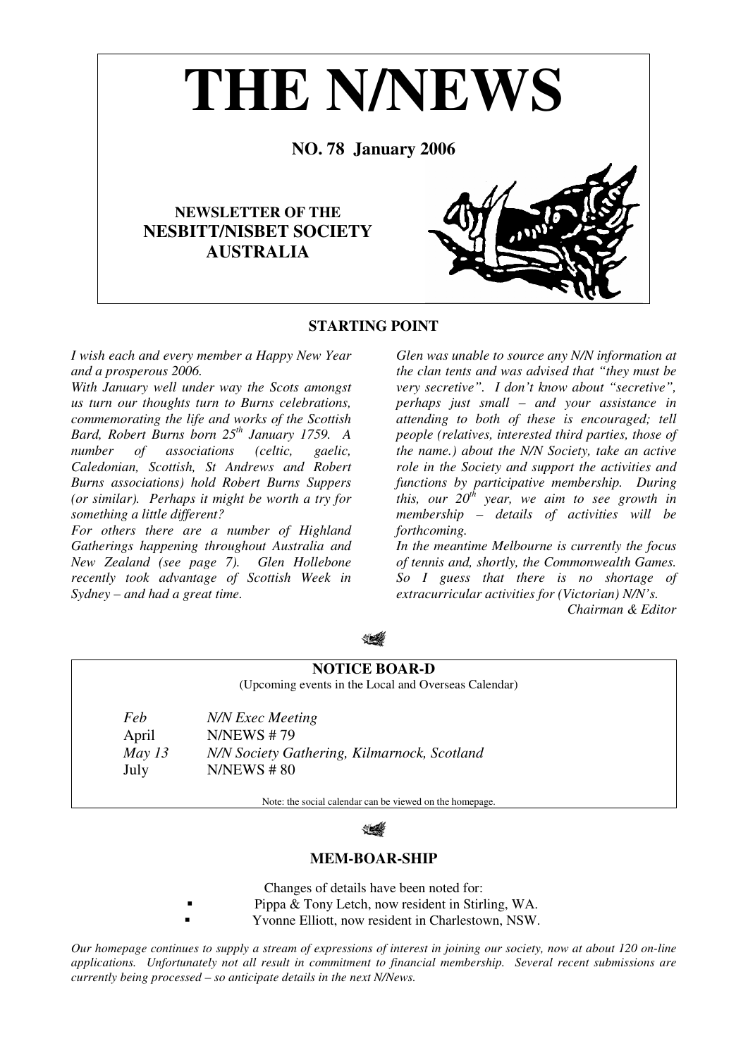# THE N/NEWS

**NO. 78 January 2006**

**NEWSLETTER OF THE**
**NESBITT/NISBET SOCIETY AUSTRALIA**

## STARTING POINT

*I wish each and every member a Happy New Year and a prosperous 2006.*

*With January well under way the Scots amongst us turn our thoughts turn to Burns celebrations, commemorating the life and works of the Scottish Bard, Robert Burns born 25th January 1759. A number of associations (celtic, gaelic, Caledonian, Scottish, St Andrews and Robert Burns associations) hold Robert Burns Suppers (or similar). Perhaps it might be worth a try for something a little different?*

*For others there are a number of Highland Gatherings happening throughout Australia and New Zealand (see page 7). Glen Hollebone recently took advantage of Scottish Week in Sydney – and had a great time.*

*Glen was unable to source any N/N information at the clan tents and was advised that "they must be very secretive". I don't know about "secretive", perhaps just small – and your assistance in attending to both of these is encouraged; tell people (relatives, interested third parties, those of the name.) about the N/N Society, take an active role in the Society and support the activities and functions by participative membership. During this, our 20th year, we aim to see growth in membership – details of activities will be forthcoming.*

*In the meantime Melbourne is currently the focus of tennis and, shortly, the Commonwealth Games. So I guess that there is no shortage of extracurricular activities for (Victorian) N/N's.*

*Chairman & Editor*

## NOTICE BOAR-D

(Upcoming events in the Local and Overseas Calendar)

| | |
|---|---|
| *Feb* | *N/N Exec Meeting* |
| April | N/NEWS # 79 |
| *May 13* | *N/N Society Gathering, Kilmarnock, Scotland* |
| July | N/NEWS # 80 |

Note: the social calendar can be viewed on the homepage.

## MEM-BOAR-SHIP

Changes of details have been noted for:

- Pippa & Tony Letch, now resident in Stirling, WA.
- Yvonne Elliott, now resident in Charlestown, NSW.

*Our homepage continues to supply a stream of expressions of interest in joining our society, now at about 120 on-line applications. Unfortunately not all result in commitment to financial membership. Several recent submissions are currently being processed – so anticipate details in the next N/News.*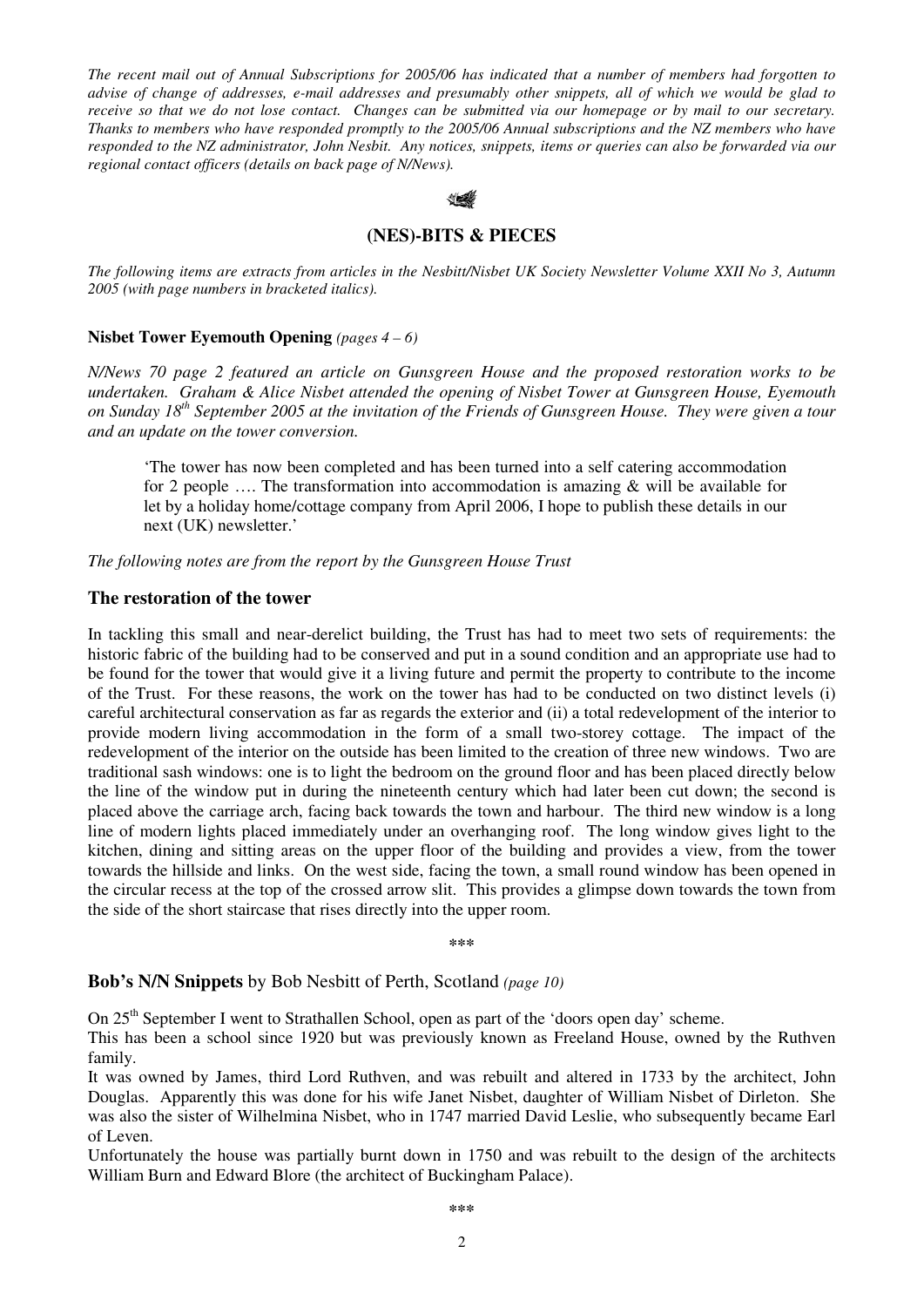*The recent mail out of Annual Subscriptions for 2005/06 has indicated that a number of members had forgotten to advise of change of addresses, e-mail addresses and presumably other snippets, all of which we would be glad to receive so that we do not lose contact. Changes can be submitted via our homepage or by mail to our secretary. Thanks to members who have responded promptly to the 2005/06 Annual subscriptions and the NZ members who have responded to the NZ administrator, John Nesbit. Any notices, snippets, items or queries can also be forwarded via our regional contact officers (details on back page of N/News).*

## (NES)-BITS & PIECES

*The following items are extracts from articles in the Nesbitt/Nisbet UK Society Newsletter Volume XXII No 3, Autumn 2005 (with page numbers in bracketed italics).*

**Nisbet Tower Eyemouth Opening** *(pages 4 – 6)*

*N/News 70 page 2 featured an article on Gunsgreen House and the proposed restoration works to be undertaken. Graham & Alice Nisbet attended the opening of Nisbet Tower at Gunsgreen House, Eyemouth on Sunday 18th September 2005 at the invitation of the Friends of Gunsgreen House. They were given a tour and an update on the tower conversion.*

> 'The tower has now been completed and has been turned into a self catering accommodation for 2 people …. The transformation into accommodation is amazing & will be available for let by a holiday home/cottage company from April 2006, I hope to publish these details in our next (UK) newsletter.'

*The following notes are from the report by the Gunsgreen House Trust*

### The restoration of the tower

In tackling this small and near-derelict building, the Trust has had to meet two sets of requirements: the historic fabric of the building had to be conserved and put in a sound condition and an appropriate use had to be found for the tower that would give it a living future and permit the property to contribute to the income of the Trust. For these reasons, the work on the tower has had to be conducted on two distinct levels (i) careful architectural conservation as far as regards the exterior and (ii) a total redevelopment of the interior to provide modern living accommodation in the form of a small two-storey cottage. The impact of the redevelopment of the interior on the outside has been limited to the creation of three new windows. Two are traditional sash windows: one is to light the bedroom on the ground floor and has been placed directly below the line of the window put in during the nineteenth century which had later been cut down; the second is placed above the carriage arch, facing back towards the town and harbour. The third new window is a long line of modern lights placed immediately under an overhanging roof. The long window gives light to the kitchen, dining and sitting areas on the upper floor of the building and provides a view, from the tower towards the hillside and links. On the west side, facing the town, a small round window has been opened in the circular recess at the top of the crossed arrow slit. This provides a glimpse down towards the town from the side of the short staircase that rises directly into the upper room.

\*\*\*

**Bob's N/N Snippets** by Bob Nesbitt of Perth, Scotland *(page 10)*

On 25th September I went to Strathallen School, open as part of the 'doors open day' scheme.

This has been a school since 1920 but was previously known as Freeland House, owned by the Ruthven family.

It was owned by James, third Lord Ruthven, and was rebuilt and altered in 1733 by the architect, John Douglas. Apparently this was done for his wife Janet Nisbet, daughter of William Nisbet of Dirleton. She was also the sister of Wilhelmina Nisbet, who in 1747 married David Leslie, who subsequently became Earl of Leven.

Unfortunately the house was partially burnt down in 1750 and was rebuilt to the design of the architects William Burn and Edward Blore (the architect of Buckingham Palace).

\*\*\*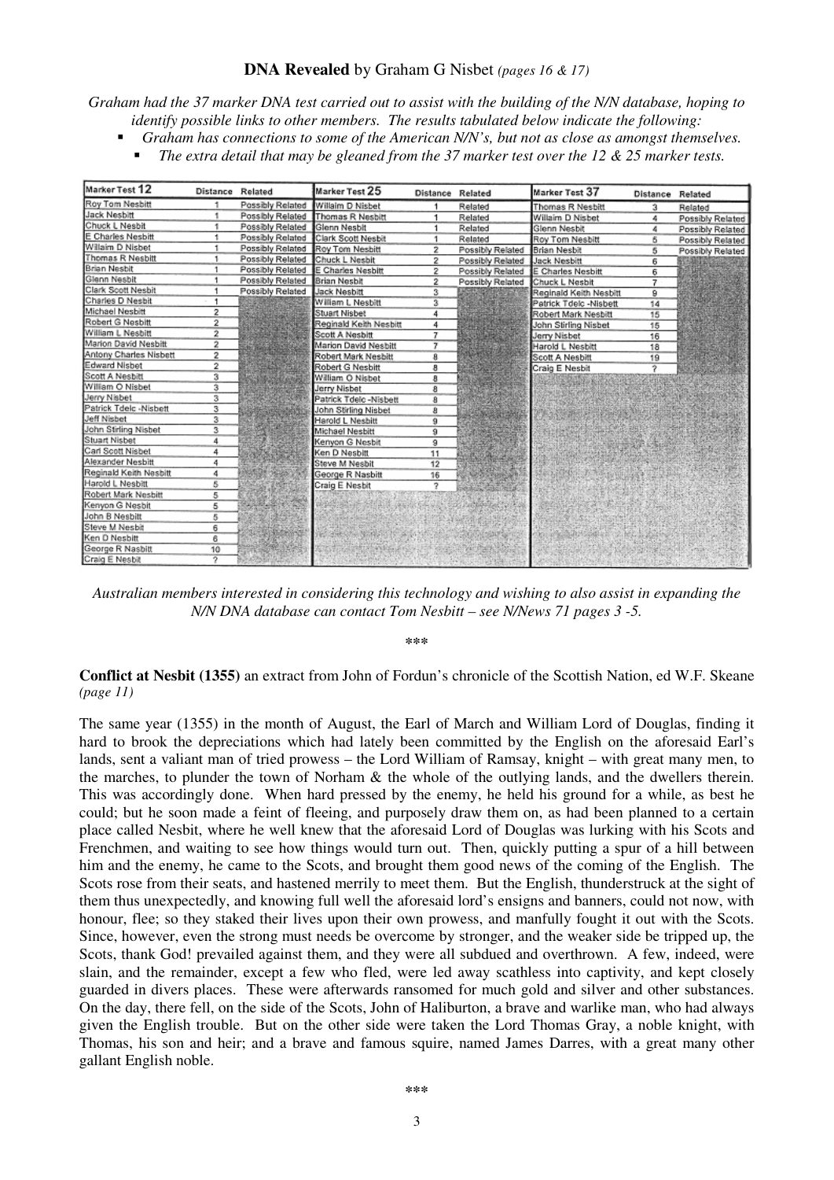**DNA Revealed** by Graham G Nisbet *(pages 16 & 17)*

*Graham had the 37 marker DNA test carried out to assist with the building of the N/N database, hoping to identify possible links to other members. The results tabulated below indicate the following:*

- *Graham has connections to some of the American N/N's, but not as close as amongst themselves.*
- *The extra detail that may be gleaned from the 37 marker test over the 12 & 25 marker tests.*

| Marker Test 12 | Distance | Related | Marker Test 25 | Distance | Related | Marker Test 37 | Distance | Related |
|---|---|---|---|---|---|---|---|---|
| Roy Tom Nesbitt | 1 | Possibly Related | Willaim D Nisbet | 1 | Related | Thomas R Nesbitt | 3 | Related |
| Jack Nesbitt | 1 | Possibly Related | Thomas R Nesbitt | 1 | Related | Willaim D Nisbet | 4 | Possibly Related |
| Chuck L Nesbit | 1 | Possibly Related | Glenn Nesbit | 1 | Related | Glenn Nesbit | 4 | Possibly Related |
| E Charles Nesbitt | 1 | Possibly Related | Clark Scott Nesbit | 1 | Related | Roy Tom Nesbitt | 5 | Possibly Related |
| Willaim D Nisbet | 1 | Possibly Related | Roy Tom Nesbitt | 2 | Possibly Related | Brian Nesbit | 5 | Possibly Related |
| Thomas R Nesbitt | 1 | Possibly Related | Chuck L Nesbit | 2 | Possibly Related | Jack Nesbitt | 6 | |
| Brian Nesbit | 1 | Possibly Related | E Charles Nesbitt | 2 | Possibly Related | E Charles Nesbitt | 6 | |
| Glenn Nesbit | 1 | Possibly Related | Brian Nesbit | 2 | Possibly Related | Chuck L Nesbit | 7 | |
| Clark Scott Nesbit | 1 | Possibly Related | Jack Nesbitt | 3 | | Reginald Keith Nesbitt | 9 | |
| Charles D Nesbit | 1 | | William L Nesbitt | 3 | | Patrick Tdelc -Nisbett | 14 | |
| Michael Nesbitt | 2 | | Stuart Nisbet | 4 | | Robert Mark Nesbitt | 15 | |
| Robert G Nesbitt | 2 | | Reginald Keith Nesbitt | 4 | | John Stirling Nisbet | 15 | |
| William L Nesbitt | 2 | | Scott A Nesbitt | 7 | | Jerry Nisbet | 16 | |
| Marion David Nesbitt | 2 | | Marion David Nesbitt | 7 | | Harold L Nesbitt | 18 | |
| Antony Charles Nisbett | 2 | | Robert Mark Nesbitt | 8 | | Scott A Nesbitt | 19 | |
| Edward Nisbet | 2 | | Robert G Nesbitt | 8 | | Craig E Nesbit | ? | |
| Scott A Nesbitt | 3 | | William O Nisbet | 8 | | | | |
| William O Nisbet | 3 | | Jerry Nisbet | 8 | | | | |
| Jerry Nisbet | 3 | | Patrick Tdelc -Nisbett | 8 | | | | |
| Patrick Tdelc -Nisbett | 3 | | John Stirling Nisbet | 8 | | | | |
| Jeff Nisbet | 3 | | Harold L Nesbitt | 9 | | | | |
| John Stirling Nisbet | 3 | | Michael Nesbitt | 9 | | | | |
| Stuart Nisbet | 4 | | Kenyon G Nesbit | 9 | | | | |
| Carl Scott Nisbet | 4 | | Ken D Nesbitt | 11 | | | | |
| Alexander Nesbitt | 4 | | Steve M Nesbit | 12 | | | | |
| Reginald Keith Nesbitt | 4 | | George R Nasbitt | 16 | | | | |
| Harold L Nesbitt | 5 | | Craig E Nesbit | ? | | | | |
| Robert Mark Nesbitt | 5 | | | | | | | |
| Kenyon G Nesbit | 5 | | | | | | | |
| John B Nesbitt | 5 | | | | | | | |
| Steve M Nesbit | 6 | | | | | | | |
| Ken D Nesbitt | 6 | | | | | | | |
| George R Nasbitt | 10 | | | | | | | |
| Craig E Nesbit | ? | | | | | | | |

*Australian members interested in considering this technology and wishing to also assist in expanding the N/N DNA database can contact Tom Nesbitt – see N/News 71 pages 3 -5.*

\*\*\*

**Conflict at Nesbit (1355)** an extract from John of Fordun's chronicle of the Scottish Nation, ed W.F. Skeane *(page 11)*

The same year (1355) in the month of August, the Earl of March and William Lord of Douglas, finding it hard to brook the depreciations which had lately been committed by the English on the aforesaid Earl's lands, sent a valiant man of tried prowess – the Lord William of Ramsay, knight – with great many men, to the marches, to plunder the town of Norham & the whole of the outlying lands, and the dwellers therein. This was accordingly done. When hard pressed by the enemy, he held his ground for a while, as best he could; but he soon made a feint of fleeing, and purposely draw them on, as had been planned to a certain place called Nesbit, where he well knew that the aforesaid Lord of Douglas was lurking with his Scots and Frenchmen, and waiting to see how things would turn out. Then, quickly putting a spur of a hill between him and the enemy, he came to the Scots, and brought them good news of the coming of the English. The Scots rose from their seats, and hastened merrily to meet them. But the English, thunderstruck at the sight of them thus unexpectedly, and knowing full well the aforesaid lord's ensigns and banners, could not now, with honour, flee; so they staked their lives upon their own prowess, and manfully fought it out with the Scots. Since, however, even the strong must needs be overcome by stronger, and the weaker side be tripped up, the Scots, thank God! prevailed against them, and they were all subdued and overthrown. A few, indeed, were slain, and the remainder, except a few who fled, were led away scathless into captivity, and kept closely guarded in divers places. These were afterwards ransomed for much gold and silver and other substances. On the day, there fell, on the side of the Scots, John of Haliburton, a brave and warlike man, who had always given the English trouble. But on the other side were taken the Lord Thomas Gray, a noble knight, with Thomas, his son and heir; and a brave and famous squire, named James Darres, with a great many other gallant English noble.

\*\*\*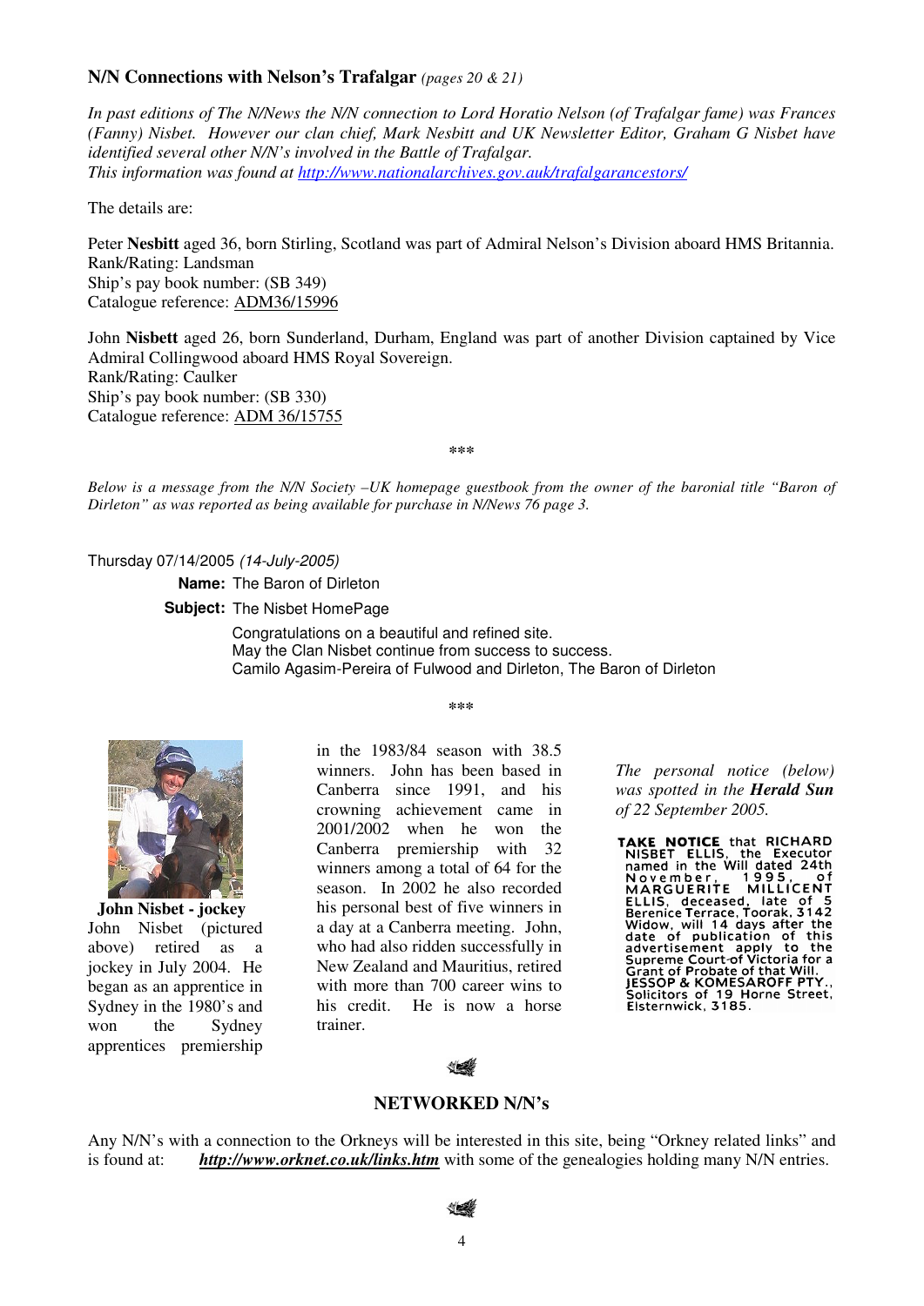### N/N Connections with Nelson's Trafalgar *(pages 20 & 21)*

*In past editions of The N/News the N/N connection to Lord Horatio Nelson (of Trafalgar fame) was Frances (Fanny) Nisbet. However our clan chief, Mark Nesbitt and UK Newsletter Editor, Graham G Nisbet have identified several other N/N's involved in the Battle of Trafalgar.*
*This information was found at http://www.nationalarchives.gov.auk/trafalgarancestors/*

The details are:

Peter **Nesbitt** aged 36, born Stirling, Scotland was part of Admiral Nelson's Division aboard HMS Britannia.
Rank/Rating: Landsman
Ship's pay book number: (SB 349)
Catalogue reference: ADM36/15996

John **Nisbett** aged 26, born Sunderland, Durham, England was part of another Division captained by Vice Admiral Collingwood aboard HMS Royal Sovereign.
Rank/Rating: Caulker
Ship's pay book number: (SB 330)
Catalogue reference: ADM 36/15755

\*\*\*

*Below is a message from the N/N Society –UK homepage guestbook from the owner of the baronial title "Baron of Dirleton" as was reported as being available for purchase in N/News 76 page 3.*

Thursday 07/14/2005 *(14-July-2005)*

**Name:** The Baron of Dirleton

**Subject:** The Nisbet HomePage

Congratulations on a beautiful and refined site.
May the Clan Nisbet continue from success to success.
Camilo Agasim-Pereira of Fulwood and Dirleton, The Baron of Dirleton

\*\*\*

**John Nisbet - jockey**

John Nisbet (pictured above) retired as a jockey in July 2004. He began as an apprentice in Sydney in the 1980's and won the Sydney apprentices premiership in the 1983/84 season with 38.5 winners. John has been based in Canberra since 1991, and his crowning achievement came in 2001/2002 when he won the Canberra premiership with 32 winners among a total of 64 for the season. In 2002 he also recorded his personal best of five winners in a day at a Canberra meeting. John, who had also ridden successfully in New Zealand and Mauritius, retired with more than 700 career wins to his credit. He is now a horse trainer.

*The personal notice (below) was spotted in the **Herald Sun** of 22 September 2005.*

**TAKE NOTICE** that RICHARD NISBET ELLIS, the Executor named in the Will dated 24th November, 1995, of MARGUERITE MILLICENT ELLIS, deceased, late of 5 Berenice Terrace, Toorak, 3142 Widow, will 14 days after the date of publication of this advertisement apply to the Supreme Court of Victoria for a Grant of Probate of that Will.
JESSOP & KOMESAROFF PTY., Solicitors of 19 Horne Street, Elsternwick, 3185.

## NETWORKED N/N's

Any N/N's with a connection to the Orkneys will be interested in this site, being "Orkney related links" and is found at: ***http://www.orknet.co.uk/links.htm*** with some of the genealogies holding many N/N entries.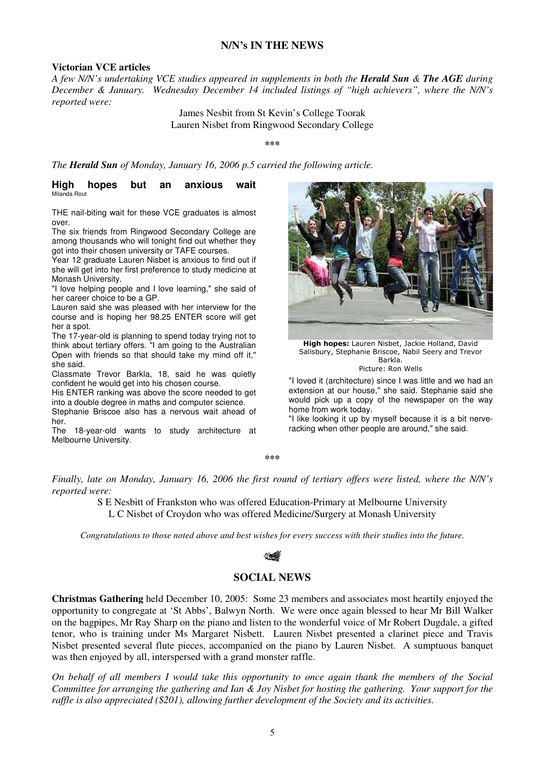## N/N's IN THE NEWS

**Victorian VCE articles**

*A few N/N's undertaking VCE studies appeared in supplements in both the **Herald Sun** & **The AGE** during December & January. Wednesday December 14 included listings of "high achievers", where the N/N's reported were:*

James Nesbit from St Kevin's College Toorak
Lauren Nisbet from Ringwood Secondary College

\*\*\*

*The **Herald Sun** of Monday, January 16, 2006 p.5 carried the following article.*

### High hopes but an anxious wait

Milanda Rout

THE nail-biting wait for these VCE graduates is almost over.

The six friends from Ringwood Secondary College are among thousands who will tonight find out whether they got into their chosen university or TAFE courses.

Year 12 graduate Lauren Nisbet is anxious to find out if she will get into her first preference to study medicine at Monash University.

"I love helping people and I love learning," she said of her career choice to be a GP.

Lauren said she was pleased with her interview for the course and is hoping her 98.25 ENTER score will get her a spot.

The 17-year-old is planning to spend today trying not to think about tertiary offers. "I am going to the Australian Open with friends so that should take my mind off it," she said.

Classmate Trevor Barkla, 18, said he was quietly confident he would get into his chosen course.

His ENTER ranking was above the score needed to get into a double degree in maths and computer science.

Stephanie Briscoe also has a nervous wait ahead of her.

The 18-year-old wants to study architecture at Melbourne University.

**High hopes:** Lauren Nisbet, Jackie Holland, David Salisbury, Stephanie Briscoe, Nabil Seery and Trevor Barkla.
Picture: Ron Wells

"I loved it (architecture) since I was little and we had an extension at our house," she said. Stephanie said she would pick up a copy of the newspaper on the way home from work today.

"I like looking it up by myself because it is a bit nerve-racking when other people are around," she said.

\*\*\*

*Finally, late on Monday, January 16, 2006 the first round of tertiary offers were listed, where the N/N's reported were:*

S E Nesbitt of Frankston who was offered Education-Primary at Melbourne University
L C Nisbet of Croydon who was offered Medicine/Surgery at Monash University

*Congratulations to those noted above and best wishes for every success with their studies into the future.*

## SOCIAL NEWS

**Christmas Gathering** held December 10, 2005: Some 23 members and associates most heartily enjoyed the opportunity to congregate at 'St Abbs', Balwyn North. We were once again blessed to hear Mr Bill Walker on the bagpipes, Mr Ray Sharp on the piano and listen to the wonderful voice of Mr Robert Dugdale, a gifted tenor, who is training under Ms Margaret Nisbett. Lauren Nisbet presented a clarinet piece and Travis Nisbet presented several flute pieces, accompanied on the piano by Lauren Nisbet. A sumptuous banquet was then enjoyed by all, interspersed with a grand monster raffle.

*On behalf of all members I would take this opportunity to once again thank the members of the Social Committee for arranging the gathering and Ian & Joy Nisbet for hosting the gathering. Your support for the raffle is also appreciated ($201), allowing further development of the Society and its activities.*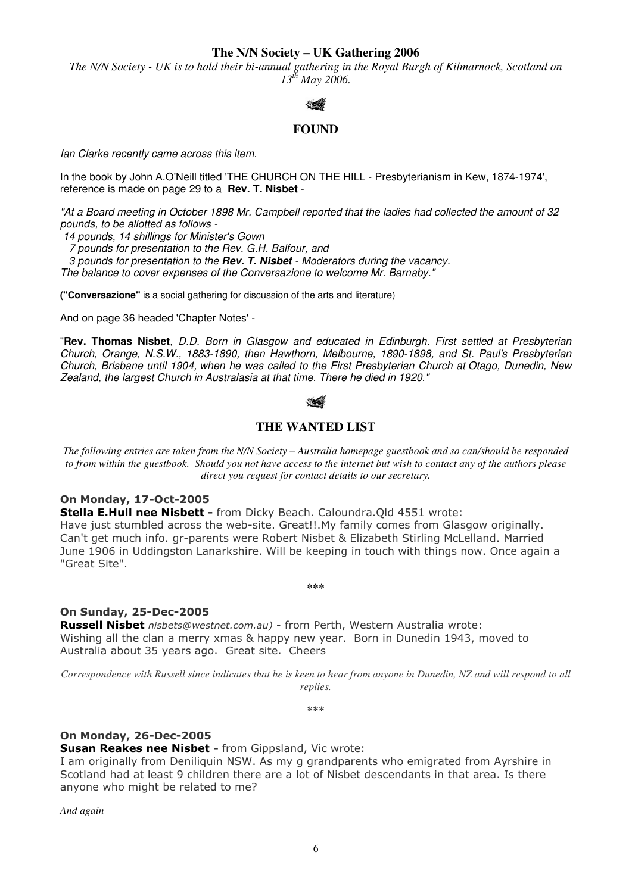## The N/N Society – UK Gathering 2006

*The N/N Society - UK is to hold their bi-annual gathering in the Royal Burgh of Kilmarnock, Scotland on 13th May 2006.*

## FOUND

*Ian Clarke recently came across this item.*

In the book by John A.O'Neill titled 'THE CHURCH ON THE HILL - Presbyterianism in Kew, 1874-1974', reference is made on page 29 to a **Rev. T. Nisbet** -

*"At a Board meeting in October 1898 Mr. Campbell reported that the ladies had collected the amount of 32 pounds, to be allotted as follows -*
*14 pounds, 14 shillings for Minister's Gown*
*7 pounds for presentation to the Rev. G.H. Balfour, and*
*3 pounds for presentation to the **Rev. T. Nisbet** - Moderators during the vacancy.*
*The balance to cover expenses of the Conversazione to welcome Mr. Barnaby."*

**("Conversazione"** is a social gathering for discussion of the arts and literature)

And on page 36 headed 'Chapter Notes' -

"**Rev. Thomas Nisbet**, *D.D. Born in Glasgow and educated in Edinburgh. First settled at Presbyterian Church, Orange, N.S.W., 1883-1890, then Hawthorn, Melbourne, 1890-1898, and St. Paul's Presbyterian Church, Brisbane until 1904, when he was called to the First Presbyterian Church at Otago, Dunedin, New Zealand, the largest Church in Australasia at that time. There he died in 1920."*

## THE WANTED LIST

*The following entries are taken from the N/N Society – Australia homepage guestbook and so can/should be responded to from within the guestbook. Should you not have access to the internet but wish to contact any of the authors please direct you request for contact details to our secretary.*

**On Monday, 17-Oct-2005**
**Stella E.Hull nee Nisbett -** from Dicky Beach. Caloundra.Qld 4551 wrote:
Have just stumbled across the web-site. Great!!.My family comes from Glasgow originally. Can't get much info. gr-parents were Robert Nisbet & Elizabeth Stirling McLelland. Married June 1906 in Uddingston Lanarkshire. Will be keeping in touch with things now. Once again a "Great Site".

\*\*\*

**On Sunday, 25-Dec-2005**
**Russell Nisbet** *nisbets@westnet.com.au)* - from Perth, Western Australia wrote:
Wishing all the clan a merry xmas & happy new year. Born in Dunedin 1943, moved to Australia about 35 years ago. Great site. Cheers

*Correspondence with Russell since indicates that he is keen to hear from anyone in Dunedin, NZ and will respond to all replies.*

\*\*\*

**On Monday, 26-Dec-2005**
**Susan Reakes nee Nisbet -** from Gippsland, Vic wrote:
I am originally from Deniliquin NSW. As my g grandparents who emigrated from Ayrshire in Scotland had at least 9 children there are a lot of Nisbet descendants in that area. Is there anyone who might be related to me?

*And again*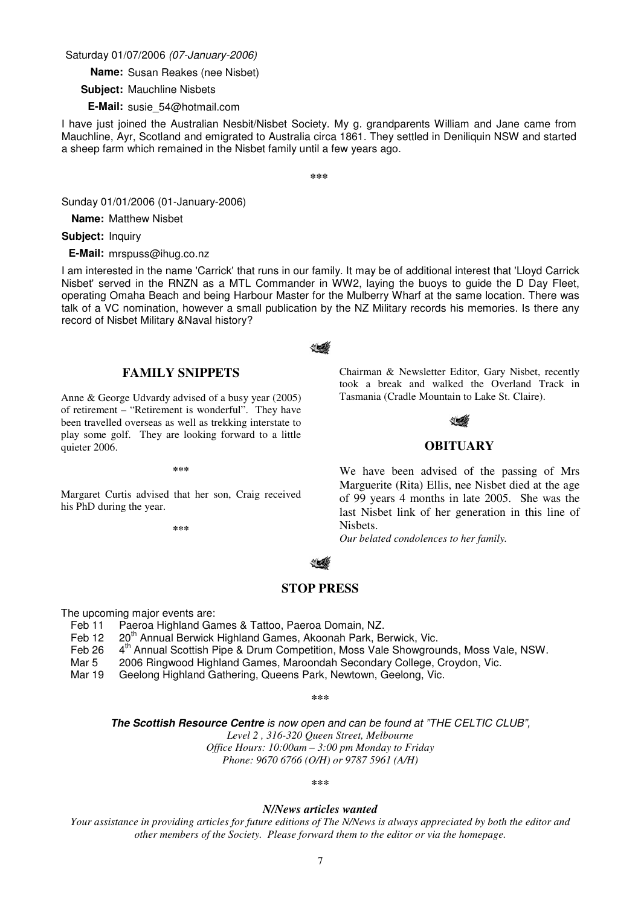Saturday 01/07/2006 *(07-January-2006)*

**Name:** Susan Reakes (nee Nisbet)

**Subject:** Mauchline Nisbets

**E-Mail:** susie_54@hotmail.com

I have just joined the Australian Nesbit/Nisbet Society. My g. grandparents William and Jane came from Mauchline, Ayr, Scotland and emigrated to Australia circa 1861. They settled in Deniliquin NSW and started a sheep farm which remained in the Nisbet family until a few years ago.

***

Sunday 01/01/2006 (01-January-2006)

**Name:** Matthew Nisbet

**Subject:** Inquiry

**E-Mail:** mrspuss@ihug.co.nz

I am interested in the name 'Carrick' that runs in our family. It may be of additional interest that 'Lloyd Carrick Nisbet' served in the RNZN as a MTL Commander in WW2, laying the buoys to guide the D Day Fleet, operating Omaha Beach and being Harbour Master for the Mulberry Wharf at the same location. There was talk of a VC nomination, however a small publication by the NZ Military records his memories. Is there any record of Nisbet Military &Naval history?

## FAMILY SNIPPETS

Anne & George Udvardy advised of a busy year (2005) of retirement – "Retirement is wonderful". They have been travelled overseas as well as trekking interstate to play some golf. They are looking forward to a little quieter 2006.

***

Margaret Curtis advised that her son, Craig received his PhD during the year.

***

Chairman & Newsletter Editor, Gary Nisbet, recently took a break and walked the Overland Track in Tasmania (Cradle Mountain to Lake St. Claire).

## OBITUARY

We have been advised of the passing of Mrs Marguerite (Rita) Ellis, nee Nisbet died at the age of 99 years 4 months in late 2005. She was the last Nisbet link of her generation in this line of Nisbets.

*Our belated condolences to her family.*

## STOP PRESS

The upcoming major events are:

- Feb 11 Paeroa Highland Games & Tattoo, Paeroa Domain, NZ.
- Feb 12 20th Annual Berwick Highland Games, Akoonah Park, Berwick, Vic.
- Feb 26 4th Annual Scottish Pipe & Drum Competition, Moss Vale Showgrounds, Moss Vale, NSW.
- Mar 5 2006 Ringwood Highland Games, Maroondah Secondary College, Croydon, Vic.
- Mar 19 Geelong Highland Gathering, Queens Park, Newtown, Geelong, Vic.

***

***The Scottish Resource Centre** is now open and can be found at "THE CELTIC CLUB",*

*Level 2 , 316-320 Queen Street, Melbourne*

*Office Hours: 10:00am – 3:00 pm Monday to Friday*

*Phone: 9670 6766 (O/H) or 9787 5961 (A/H)*

***

***N/News articles wanted***

*Your assistance in providing articles for future editions of The N/News is always appreciated by both the editor and other members of the Society. Please forward them to the editor or via the homepage.*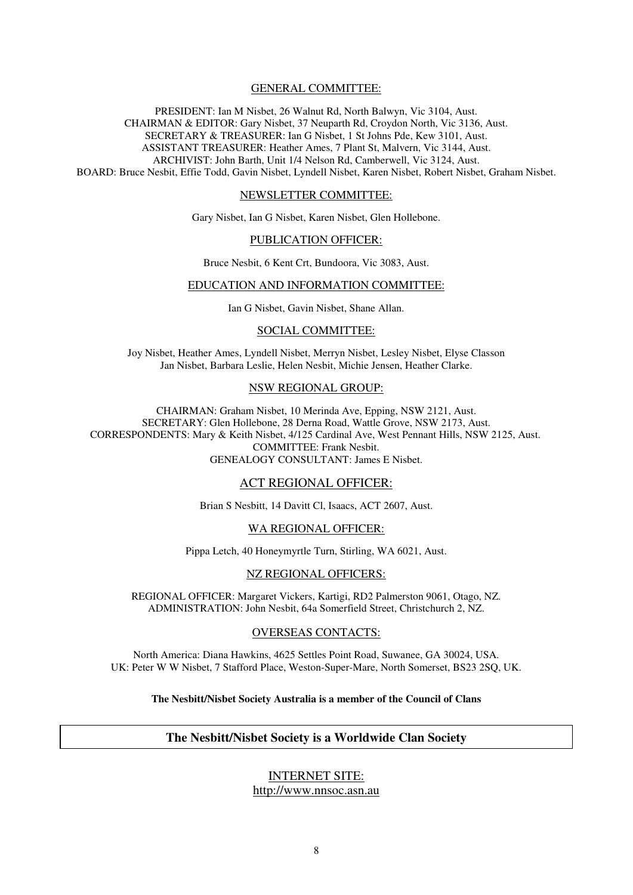## GENERAL COMMITTEE:

PRESIDENT: Ian M Nisbet, 26 Walnut Rd, North Balwyn, Vic 3104, Aust.
CHAIRMAN & EDITOR: Gary Nisbet, 37 Neuparth Rd, Croydon North, Vic 3136, Aust.
SECRETARY & TREASURER: Ian G Nisbet, 1 St Johns Pde, Kew 3101, Aust.
ASSISTANT TREASURER: Heather Ames, 7 Plant St, Malvern, Vic 3144, Aust.
ARCHIVIST: John Barth, Unit 1/4 Nelson Rd, Camberwell, Vic 3124, Aust.
BOARD: Bruce Nesbit, Effie Todd, Gavin Nisbet, Lyndell Nisbet, Karen Nisbet, Robert Nisbet, Graham Nisbet.

## NEWSLETTER COMMITTEE:

Gary Nisbet, Ian G Nisbet, Karen Nisbet, Glen Hollebone.

## PUBLICATION OFFICER:

Bruce Nesbit, 6 Kent Crt, Bundoora, Vic 3083, Aust.

## EDUCATION AND INFORMATION COMMITTEE:

Ian G Nisbet, Gavin Nisbet, Shane Allan.

## SOCIAL COMMITTEE:

Joy Nisbet, Heather Ames, Lyndell Nisbet, Merryn Nisbet, Lesley Nisbet, Elyse Classon
Jan Nisbet, Barbara Leslie, Helen Nesbit, Michie Jensen, Heather Clarke.

## NSW REGIONAL GROUP:

CHAIRMAN: Graham Nisbet, 10 Merinda Ave, Epping, NSW 2121, Aust.
SECRETARY: Glen Hollebone, 28 Derna Road, Wattle Grove, NSW 2173, Aust.
CORRESPONDENTS: Mary & Keith Nisbet, 4/125 Cardinal Ave, West Pennant Hills, NSW 2125, Aust.
COMMITTEE: Frank Nesbit.
GENEALOGY CONSULTANT: James E Nisbet.

## ACT REGIONAL OFFICER:

Brian S Nesbitt, 14 Davitt Cl, Isaacs, ACT 2607, Aust.

## WA REGIONAL OFFICER:

Pippa Letch, 40 Honeymyrtle Turn, Stirling, WA 6021, Aust.

## NZ REGIONAL OFFICERS:

REGIONAL OFFICER: Margaret Vickers, Kartigi, RD2 Palmerston 9061, Otago, NZ.
ADMINISTRATION: John Nesbit, 64a Somerfield Street, Christchurch 2, NZ.

## OVERSEAS CONTACTS:

North America: Diana Hawkins, 4625 Settles Point Road, Suwanee, GA 30024, USA.
UK: Peter W W Nisbet, 7 Stafford Place, Weston-Super-Mare, North Somerset, BS23 2SQ, UK.

**The Nesbitt/Nisbet Society Australia is a member of the Council of Clans**

**The Nesbitt/Nisbet Society is a Worldwide Clan Society**

## INTERNET SITE:

http://www.nnsoc.asn.au